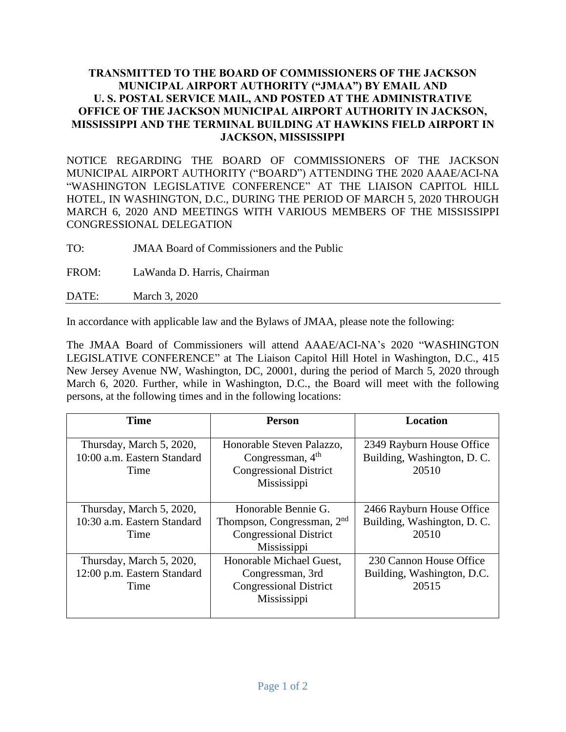**TRANSMITTED TO THE BOARD OF COMMISSIONERS OF THE JACKSON MUNICIPAL AIRPORT AUTHORITY ("JMAA") BY EMAIL AND U. S. POSTAL SERVICE MAIL, AND POSTED AT THE ADMINISTRATIVE OFFICE OF THE JACKSON MUNICIPAL AIRPORT AUTHORITY IN JACKSON, MISSISSIPPI AND THE TERMINAL BUILDING AT HAWKINS FIELD AIRPORT IN JACKSON, MISSISSIPPI**

NOTICE REGARDING THE BOARD OF COMMISSIONERS OF THE JACKSON MUNICIPAL AIRPORT AUTHORITY ("BOARD") ATTENDING THE 2020 AAAE/ACI-NA "WASHINGTON LEGISLATIVE CONFERENCE" AT THE LIAISON CAPITOL HILL HOTEL, IN WASHINGTON, D.C., DURING THE PERIOD OF MARCH 5, 2020 THROUGH MARCH 6, 2020 AND MEETINGS WITH VARIOUS MEMBERS OF THE MISSISSIPPI CONGRESSIONAL DELEGATION

TO: JMAA Board of Commissioners and the Public

FROM: LaWanda D. Harris, Chairman

DATE: March 3, 2020

---

In accordance with applicable law and the Bylaws of JMAA, please note the following:

The JMAA Board of Commissioners will attend AAAE/ACI-NA's 2020 "WASHINGTON LEGISLATIVE CONFERENCE" at The Liaison Capitol Hill Hotel in Washington, D.C., 415 New Jersey Avenue NW, Washington, DC, 20001, during the period of March 5, 2020 through March 6, 2020. Further, while in Washington, D.C., the Board will meet with the following persons, at the following times and in the following locations:

| Time | Person | Location |
|---|---|---|
| Thursday, March 5, 2020, 10:00 a.m. Eastern Standard Time | Honorable Steven Palazzo, Congressman, 4th Congressional District Mississippi | 2349 Rayburn House Office Building, Washington, D. C. 20510 |
| Thursday, March 5, 2020, 10:30 a.m. Eastern Standard Time | Honorable Bennie G. Thompson, Congressman, 2nd Congressional District Mississippi | 2466 Rayburn House Office Building, Washington, D. C. 20510 |
| Thursday, March 5, 2020, 12:00 p.m. Eastern Standard Time | Honorable Michael Guest, Congressman, 3rd Congressional District Mississippi | 230 Cannon House Office Building, Washington, D.C. 20515 |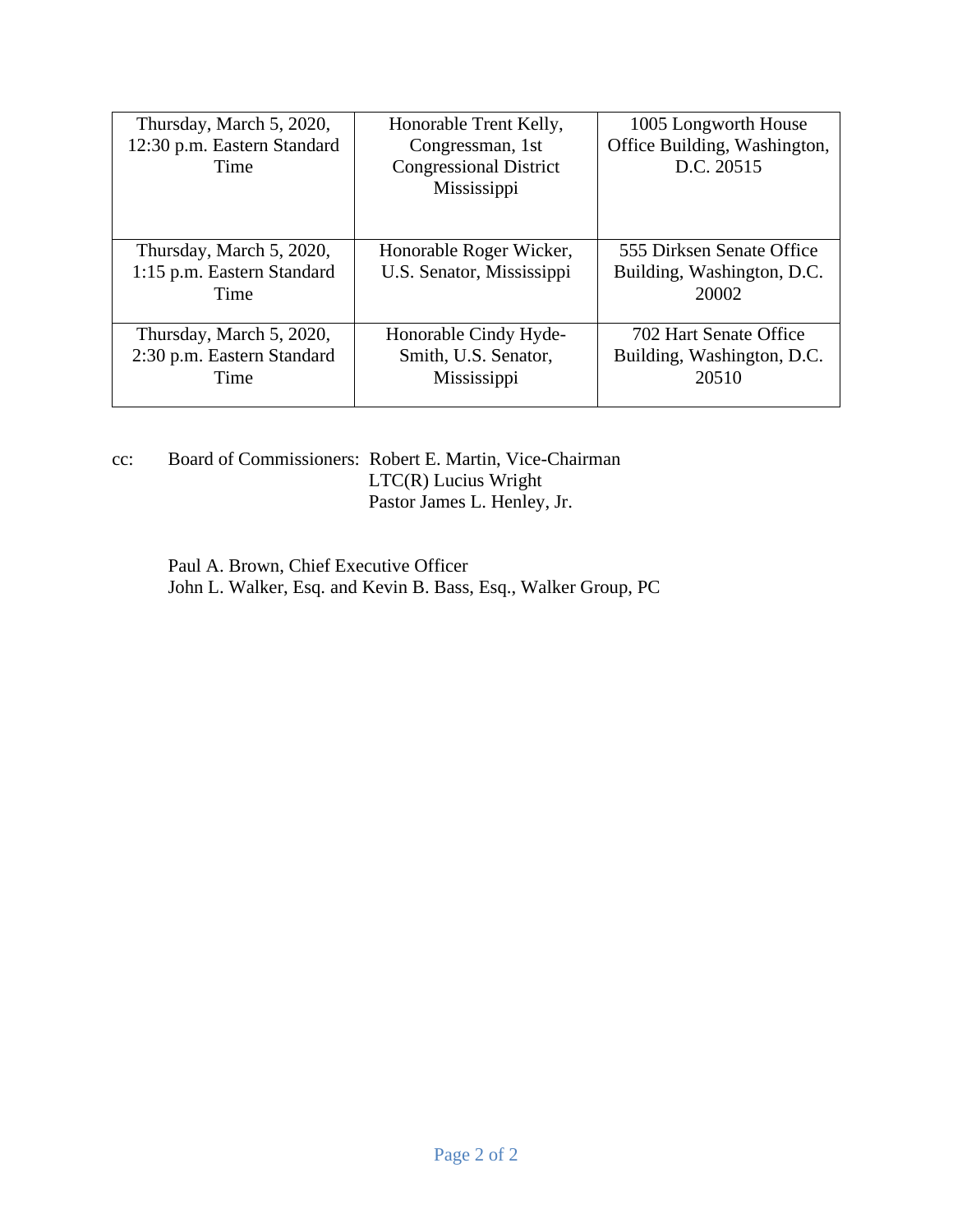| | | |
|---|---|---|
| Thursday, March 5, 2020, 12:30 p.m. Eastern Standard Time | Honorable Trent Kelly, Congressman, 1st Congressional District Mississippi | 1005 Longworth House Office Building, Washington, D.C. 20515 |
| Thursday, March 5, 2020, 1:15 p.m. Eastern Standard Time | Honorable Roger Wicker, U.S. Senator, Mississippi | 555 Dirksen Senate Office Building, Washington, D.C. 20002 |
| Thursday, March 5, 2020, 2:30 p.m. Eastern Standard Time | Honorable Cindy Hyde-Smith, U.S. Senator, Mississippi | 702 Hart Senate Office Building, Washington, D.C. 20510 |

cc: Board of Commissioners: Robert E. Martin, Vice-Chairman
LTC(R) Lucius Wright
Pastor James L. Henley, Jr.

Paul A. Brown, Chief Executive Officer
John L. Walker, Esq. and Kevin B. Bass, Esq., Walker Group, PC